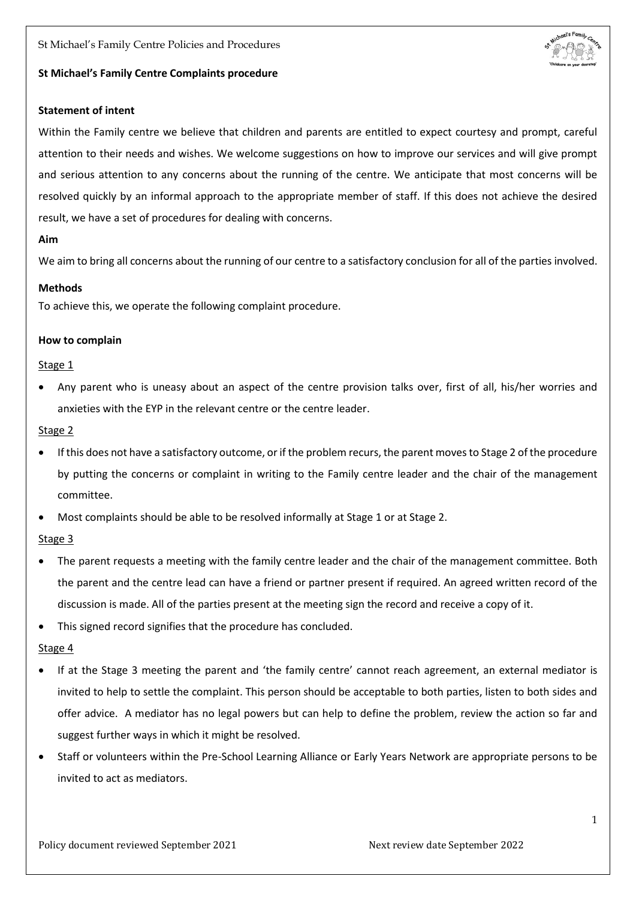## St Michael's Family Centre Complaints procedure

**Statement of intent**

Within the Family centre we believe that children and parents are entitled to expect courtesy and prompt, careful attention to their needs and wishes. We welcome suggestions on how to improve our services and will give prompt and serious attention to any concerns about the running of the centre. We anticipate that most concerns will be resolved quickly by an informal approach to the appropriate member of staff. If this does not achieve the desired result, we have a set of procedures for dealing with concerns.

**Aim**

We aim to bring all concerns about the running of our centre to a satisfactory conclusion for all of the parties involved.

**Methods**

To achieve this, we operate the following complaint procedure.

**How to complain**

Stage 1

- Any parent who is uneasy about an aspect of the centre provision talks over, first of all, his/her worries and anxieties with the EYP in the relevant centre or the centre leader.

Stage 2

- If this does not have a satisfactory outcome, or if the problem recurs, the parent moves to Stage 2 of the procedure by putting the concerns or complaint in writing to the Family centre leader and the chair of the management committee.
- Most complaints should be able to be resolved informally at Stage 1 or at Stage 2.

Stage 3

- The parent requests a meeting with the family centre leader and the chair of the management committee. Both the parent and the centre lead can have a friend or partner present if required. An agreed written record of the discussion is made. All of the parties present at the meeting sign the record and receive a copy of it.
- This signed record signifies that the procedure has concluded.

Stage 4

- If at the Stage 3 meeting the parent and 'the family centre' cannot reach agreement, an external mediator is invited to help to settle the complaint. This person should be acceptable to both parties, listen to both sides and offer advice. A mediator has no legal powers but can help to define the problem, review the action so far and suggest further ways in which it might be resolved.
- Staff or volunteers within the Pre-School Learning Alliance or Early Years Network are appropriate persons to be invited to act as mediators.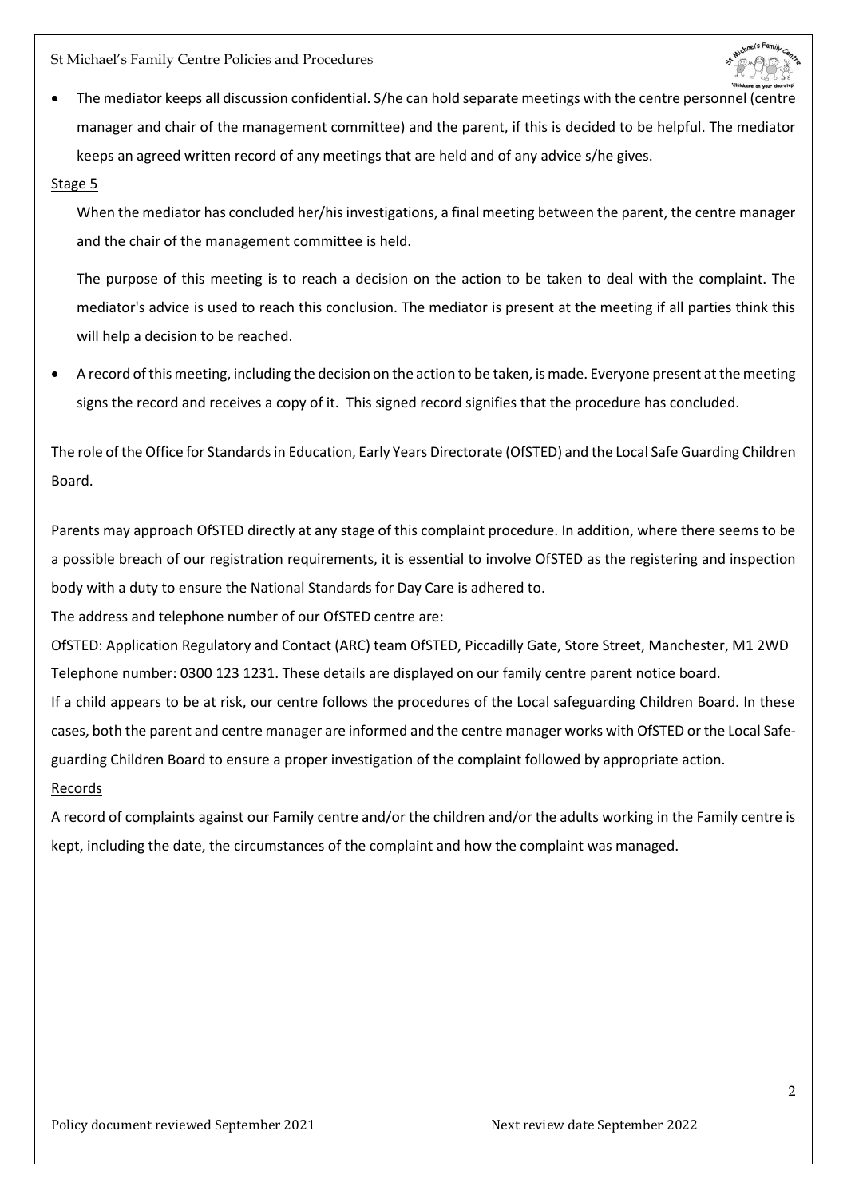- The mediator keeps all discussion confidential. S/he can hold separate meetings with the centre personnel (centre manager and chair of the management committee) and the parent, if this is decided to be helpful. The mediator keeps an agreed written record of any meetings that are held and of any advice s/he gives.

Stage 5

When the mediator has concluded her/his investigations, a final meeting between the parent, the centre manager and the chair of the management committee is held.

The purpose of this meeting is to reach a decision on the action to be taken to deal with the complaint. The mediator's advice is used to reach this conclusion. The mediator is present at the meeting if all parties think this will help a decision to be reached.

- A record of this meeting, including the decision on the action to be taken, is made. Everyone present at the meeting signs the record and receives a copy of it. This signed record signifies that the procedure has concluded.

The role of the Office for Standards in Education, Early Years Directorate (OfSTED) and the Local Safe Guarding Children Board.

Parents may approach OfSTED directly at any stage of this complaint procedure. In addition, where there seems to be a possible breach of our registration requirements, it is essential to involve OfSTED as the registering and inspection body with a duty to ensure the National Standards for Day Care is adhered to.

The address and telephone number of our OfSTED centre are:

OfSTED: Application Regulatory and Contact (ARC) team OfSTED, Piccadilly Gate, Store Street, Manchester, M1 2WD

Telephone number: 0300 123 1231. These details are displayed on our family centre parent notice board.

If a child appears to be at risk, our centre follows the procedures of the Local safeguarding Children Board. In these cases, both the parent and centre manager are informed and the centre manager works with OfSTED or the Local Safe-guarding Children Board to ensure a proper investigation of the complaint followed by appropriate action.

Records

A record of complaints against our Family centre and/or the children and/or the adults working in the Family centre is kept, including the date, the circumstances of the complaint and how the complaint was managed.

Policy document reviewed September 2021 Next review date September 2022